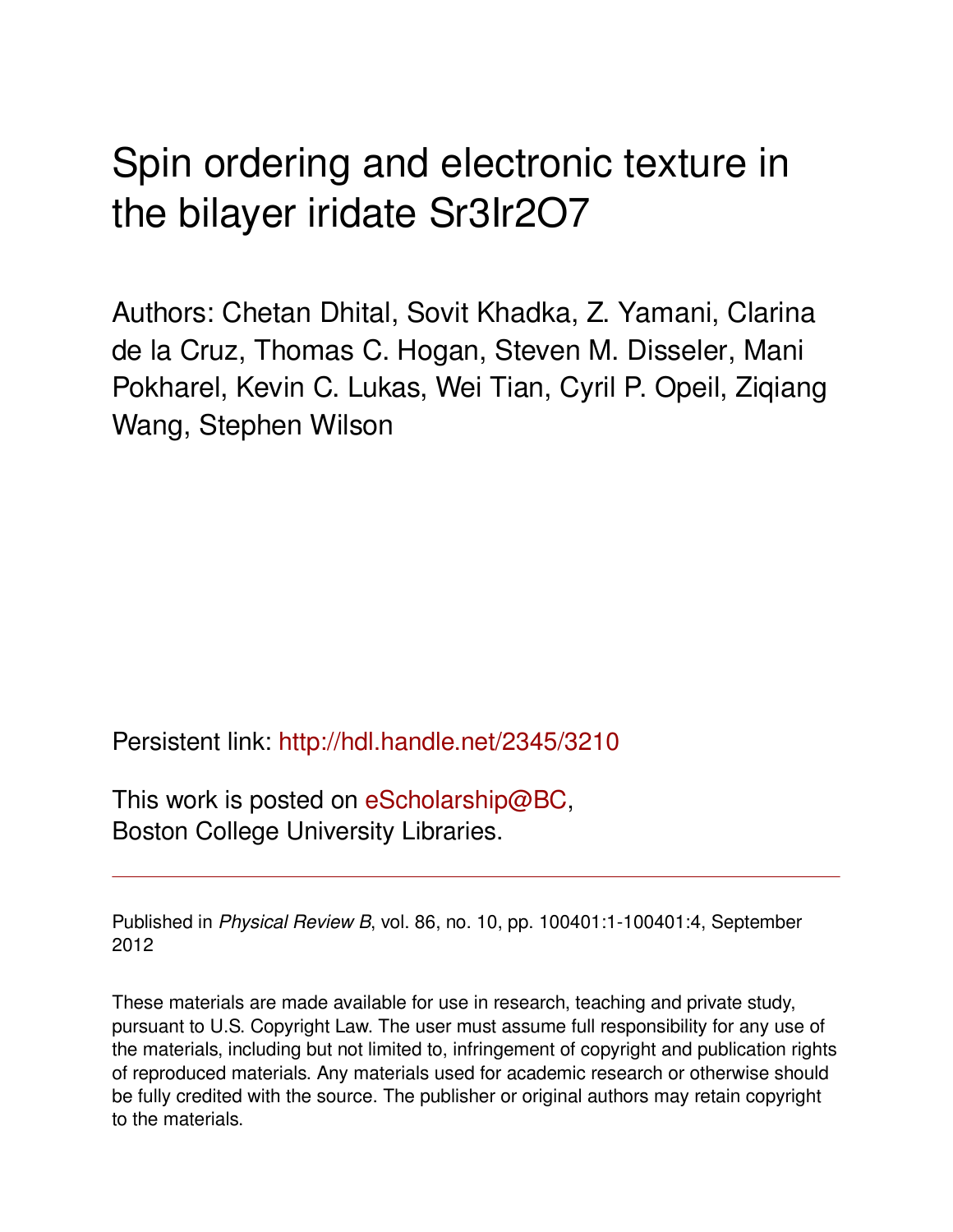# Spin ordering and electronic texture in the bilayer iridate Sr3Ir2O7

Authors: Chetan Dhital, Sovit Khadka, Z. Yamani, Clarina de la Cruz, Thomas C. Hogan, Steven M. Disseler, Mani Pokharel, Kevin C. Lukas, Wei Tian, Cyril P. Opeil, Ziqiang Wang, Stephen Wilson

Persistent link: http://hdl.handle.net/2345/3210

This work is posted on eScholarship@BC, Boston College University Libraries.

---

Published in *Physical Review B*, vol. 86, no. 10, pp. 100401:1-100401:4, September 2012

These materials are made available for use in research, teaching and private study, pursuant to U.S. Copyright Law. The user must assume full responsibility for any use of the materials, including but not limited to, infringement of copyright and publication rights of reproduced materials. Any materials used for academic research or otherwise should be fully credited with the source. The publisher or original authors may retain copyright to the materials.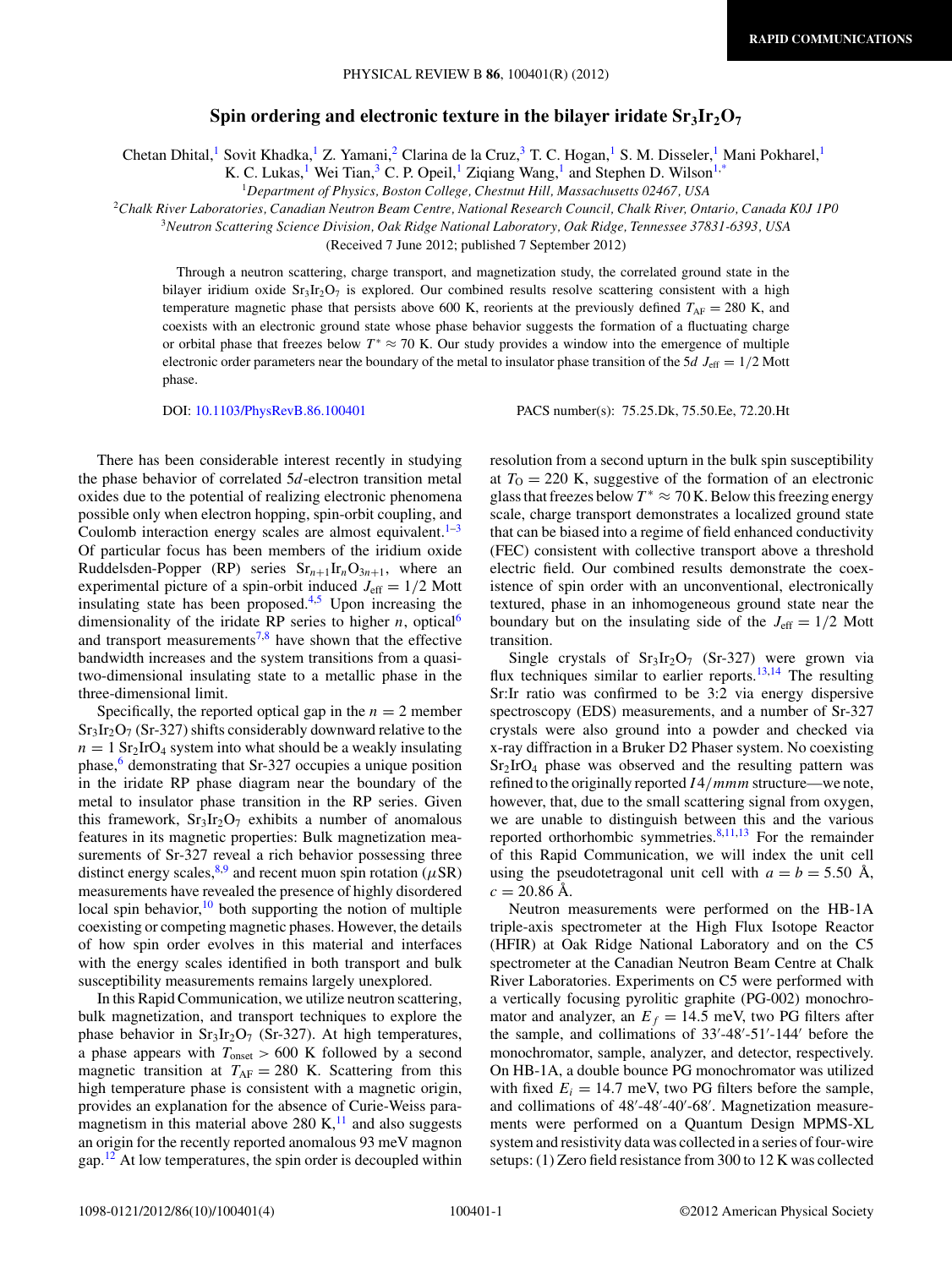# Spin ordering and electronic texture in the bilayer iridate $Sr_3Ir_2O_7$

Chetan Dhital,[1] Sovit Khadka,[1] Z. Yamani,[2] Clarina de la Cruz,[3] T. C. Hogan,[1] S. M. Disseler,[1] Mani Pokharel,[1] K. C. Lukas,[1] Wei Tian,[3] C. P. Opeil,[1] Ziqiang Wang,[1] and Stephen D. Wilson[1,*]

[1]*Department of Physics, Boston College, Chestnut Hill, Massachusetts 02467, USA*

[2]*Chalk River Laboratories, Canadian Neutron Beam Centre, National Research Council, Chalk River, Ontario, Canada K0J 1P0*

[3]*Neutron Scattering Science Division, Oak Ridge National Laboratory, Oak Ridge, Tennessee 37831-6393, USA*

(Received 7 June 2012; published 7 September 2012)

Through a neutron scattering, charge transport, and magnetization study, the correlated ground state in the bilayer iridium oxide $Sr_3Ir_2O_7$ is explored. Our combined results resolve scattering consistent with a high temperature magnetic phase that persists above 600 K, reorients at the previously defined $T_{AF} = 280$ K, and coexists with an electronic ground state whose phase behavior suggests the formation of a fluctuating charge or orbital phase that freezes below $T^* \approx 70$ K. Our study provides a window into the emergence of multiple electronic order parameters near the boundary of the metal to insulator phase transition of the $5d$ $J_{\text{eff}} = 1/2$ Mott phase.

DOI: 10.1103/PhysRevB.86.100401 PACS number(s): 75.25.Dk, 75.50.Ee, 72.20.Ht

There has been considerable interest recently in studying the phase behavior of correlated $5d$-electron transition metal oxides due to the potential of realizing electronic phenomena possible only when electron hopping, spin-orbit coupling, and Coulomb interaction energy scales are almost equivalent.[1–3] Of particular focus has been members of the iridium oxide Ruddelsden-Popper (RP) series $Sr_{n+1}Ir_nO_{3n+1}$, where an experimental picture of a spin-orbit induced $J_{\text{eff}} = 1/2$ Mott insulating state has been proposed.[4,5] Upon increasing the dimensionality of the iridate RP series to higher $n$, optical[6] and transport measurements[7,8] have shown that the effective bandwidth increases and the system transitions from a quasi-two-dimensional insulating state to a metallic phase in the three-dimensional limit.

Specifically, the reported optical gap in the $n = 2$ member $Sr_3Ir_2O_7$ (Sr-327) shifts considerably downward relative to the $n = 1$ $Sr_2IrO_4$ system into what should be a weakly insulating phase,[6] demonstrating that Sr-327 occupies a unique position in the iridate RP phase diagram near the boundary of the metal to insulator phase transition in the RP series. Given this framework, $Sr_3Ir_2O_7$ exhibits a number of anomalous features in its magnetic properties: Bulk magnetization measurements of Sr-327 reveal a rich behavior possessing three distinct energy scales,[8,9] and recent muon spin rotation ($\mu$SR) measurements have revealed the presence of highly disordered local spin behavior,[10] both supporting the notion of multiple coexisting or competing magnetic phases. However, the details of how spin order evolves in this material and interfaces with the energy scales identified in both transport and bulk susceptibility measurements remains largely unexplored.

In this Rapid Communication, we utilize neutron scattering, bulk magnetization, and transport techniques to explore the phase behavior in $Sr_3Ir_2O_7$ (Sr-327). At high temperatures, a phase appears with $T_{\text{onset}} > 600$ K followed by a second magnetic transition at $T_{AF} = 280$ K. Scattering from this high temperature phase is consistent with a magnetic origin, provides an explanation for the absence of Curie-Weiss paramagnetism in this material above 280 K,[11] and also suggests an origin for the recently reported anomalous 93 meV magnon gap.[12] At low temperatures, the spin order is decoupled within resolution from a second upturn in the bulk spin susceptibility at $T_O = 220$ K, suggestive of the formation of an electronic glass that freezes below $T^* \approx 70$ K. Below this freezing energy scale, charge transport demonstrates a localized ground state that can be biased into a regime of field enhanced conductivity (FEC) consistent with collective transport above a threshold electric field. Our combined results demonstrate the coexistence of spin order with an unconventional, electronically textured, phase in an inhomogeneous ground state near the boundary but on the insulating side of the $J_{\text{eff}} = 1/2$ Mott transition.

Single crystals of $Sr_3Ir_2O_7$ (Sr-327) were grown via flux techniques similar to earlier reports.[13,14] The resulting Sr:Ir ratio was confirmed to be 3:2 via energy dispersive spectroscopy (EDS) measurements, and a number of Sr-327 crystals were also ground into a powder and checked via x-ray diffraction in a Bruker D2 Phaser system. No coexisting $Sr_2IrO_4$ phase was observed and the resulting pattern was refined to the originally reported $I4/mmm$ structure—we note, however, that, due to the small scattering signal from oxygen, we are unable to distinguish between this and the various reported orthorhombic symmetries.[8,11,13] For the remainder of this Rapid Communication, we will index the unit cell using the pseudotetragonal unit cell with $a = b = 5.50$ Å, $c = 20.86$ Å.

Neutron measurements were performed on the HB-1A triple-axis spectrometer at the High Flux Isotope Reactor (HFIR) at Oak Ridge National Laboratory and on the C5 spectrometer at the Canadian Neutron Beam Centre at Chalk River Laboratories. Experiments on C5 were performed with a vertically focusing pyrolitic graphite (PG-002) monochromator and analyzer, an $E_f = 14.5$ meV, two PG filters after the sample, and collimations of 33′-48′-51′-144′ before the monochromator, sample, analyzer, and detector, respectively. On HB-1A, a double bounce PG monochromator was utilized with fixed $E_i = 14.7$ meV, two PG filters before the sample, and collimations of 48′-48′-40′-68′. Magnetization measurements were performed on a Quantum Design MPMS-XL system and resistivity data was collected in a series of four-wire setups: (1) Zero field resistance from 300 to 12 K was collected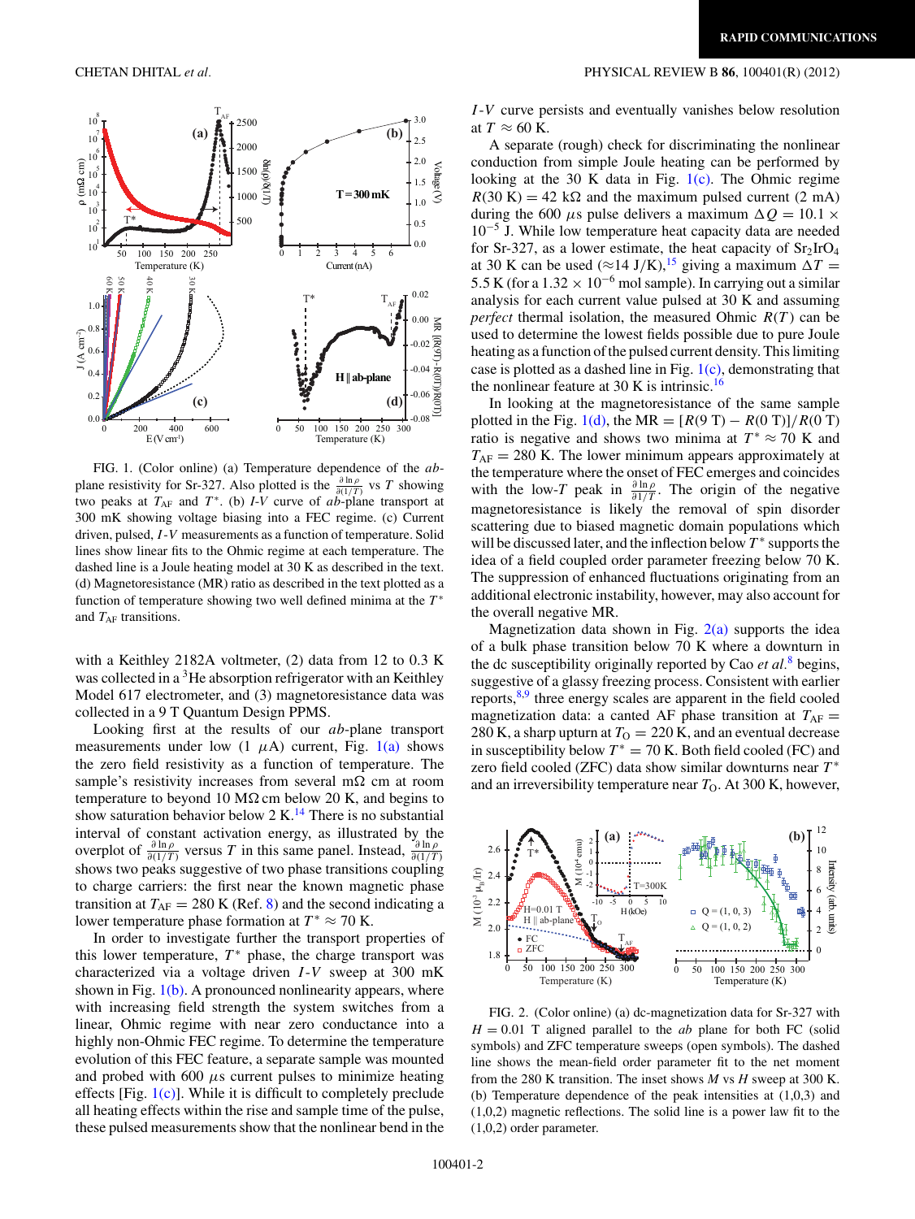FIG. 1. (Color online) (a) Temperature dependence of the *ab*-plane resistivity for Sr-327. Also plotted is the $\frac{\partial \ln \rho}{\partial(1/T)}$ vs $T$ showing two peaks at $T_{AF}$ and $T^*$. (b) *I-V* curve of *ab*-plane transport at 300 mK showing voltage biasing into a FEC regime. (c) Current driven, pulsed, *I-V* measurements as a function of temperature. Solid lines show linear fits to the Ohmic regime at each temperature. The dashed line is a Joule heating model at 30 K as described in the text. (d) Magnetoresistance (MR) ratio as described in the text plotted as a function of temperature showing two well defined minima at the $T^*$ and $T_{AF}$ transitions.

with a Keithley 2182A voltmeter, (2) data from 12 to 0.3 K was collected in a $^3$He absorption refrigerator with an Keithley Model 617 electrometer, and (3) magnetoresistance data was collected in a 9 T Quantum Design PPMS.

Looking first at the results of our *ab*-plane transport measurements under low (1 $\mu$A) current, Fig. 1(a) shows the zero field resistivity as a function of temperature. The sample's resistivity increases from several m$\Omega$ cm at room temperature to beyond 10 M$\Omega$ cm below 20 K, and begins to show saturation behavior below 2 K.[14] There is no substantial interval of constant activation energy, as illustrated by the overplot of $\frac{\partial \ln \rho}{\partial(1/T)}$ versus $T$ in this same panel. Instead, $\frac{\partial \ln \rho}{\partial(1/T)}$ shows two peaks suggestive of two phase transitions coupling to charge carriers: the first near the known magnetic phase transition at $T_{AF} = 280$ K (Ref. 8) and the second indicating a lower temperature phase formation at $T^* \approx 70$ K.

In order to investigate further the transport properties of this lower temperature, $T^*$ phase, the charge transport was characterized via a voltage driven *I-V* sweep at 300 mK shown in Fig. 1(b). A pronounced nonlinearity appears, where with increasing field strength the system switches from a linear, Ohmic regime with near zero conductance into a highly non-Ohmic FEC regime. To determine the temperature evolution of this FEC feature, a separate sample was mounted and probed with 600 $\mu$s current pulses to minimize heating effects [Fig. 1(c)]. While it is difficult to completely preclude all heating effects within the rise and sample time of the pulse, these pulsed measurements show that the nonlinear bend in the *I-V* curve persists and eventually vanishes below resolution at $T \approx 60$ K.

A separate (rough) check for discriminating the nonlinear conduction from simple Joule heating can be performed by looking at the 30 K data in Fig. 1(c). The Ohmic regime $R(30\text{ K}) = 42$ k$\Omega$ and the maximum pulsed current (2 mA) during the 600 $\mu$s pulse delivers a maximum $\Delta Q = 10.1 \times 10^{-5}$ J. While low temperature heat capacity data are needed for Sr-327, as a lower estimate, the heat capacity of $Sr_2IrO_4$ at 30 K can be used ($\approx$14 J/K),[15] giving a maximum $\Delta T = 5.5$ K (for a $1.32 \times 10^{-6}$ mol sample). In carrying out a similar analysis for each current value pulsed at 30 K and assuming *perfect* thermal isolation, the measured Ohmic $R(T)$ can be used to determine the lowest fields possible due to pure Joule heating as a function of the pulsed current density. This limiting case is plotted as a dashed line in Fig. 1(c), demonstrating that the nonlinear feature at 30 K is intrinsic.[16]

In looking at the magnetoresistance of the same sample plotted in the Fig. 1(d), the MR = $[R(9\text{ T}) - R(0\text{ T})]/R(0\text{ T})$ ratio is negative and shows two minima at $T^* \approx 70$ K and $T_{AF} = 280$ K. The lower minimum appears approximately at the temperature where the onset of FEC emerges and coincides with the low-*T* peak in $\frac{\partial \ln \rho}{\partial 1/T}$. The origin of the negative magnetoresistance is likely the removal of spin disorder scattering due to biased magnetic domain populations which will be discussed later, and the inflection below $T^*$ supports the idea of a field coupled order parameter freezing below 70 K. The suppression of enhanced fluctuations originating from an additional electronic instability, however, may also account for the overall negative MR.

Magnetization data shown in Fig. 2(a) supports the idea of a bulk phase transition below 70 K where a downturn in the dc susceptibility originally reported by Cao *et al.*[8] begins, suggestive of a glassy freezing process. Consistent with earlier reports,[8,9] three energy scales are apparent in the field cooled magnetization data: a canted AF phase transition at $T_{AF} = 280$ K, a sharp upturn at $T_O = 220$ K, and an eventual decrease in susceptibility below $T^* = 70$ K. Both field cooled (FC) and zero field cooled (ZFC) data show similar downturns near $T^*$ and an irreversibility temperature near $T_O$. At 300 K, however,

FIG. 2. (Color online) (a) dc-magnetization data for Sr-327 with $H = 0.01$ T aligned parallel to the *ab* plane for both FC (solid symbols) and ZFC temperature sweeps (open symbols). The dashed line shows the mean-field order parameter fit to the net moment from the 280 K transition. The inset shows *M* vs *H* sweep at 300 K. (b) Temperature dependence of the peak intensities at (1,0,3) and (1,0,2) magnetic reflections. The solid line is a power law fit to the (1,0,2) order parameter.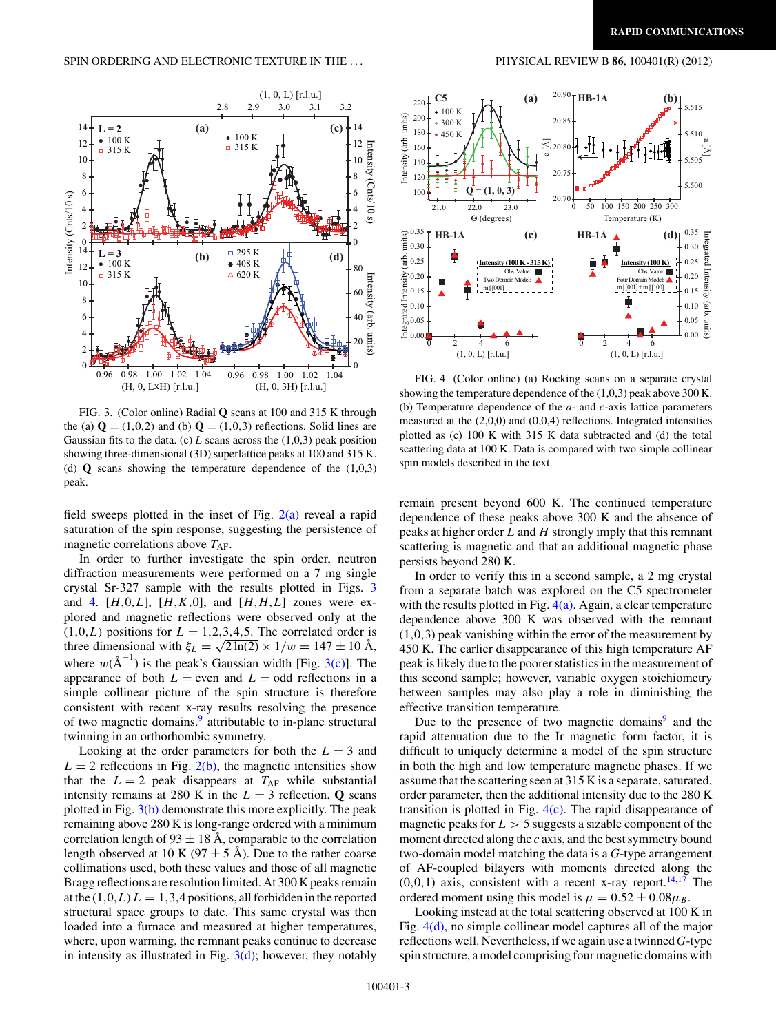FIG. 3. (Color online) Radial **Q** scans at 100 and 315 K through the (a) $\mathbf{Q} = (1,0,2)$ and (b) $\mathbf{Q} = (1,0,3)$ reflections. Solid lines are Gaussian fits to the data. (c) $L$ scans across the (1,0,3) peak position showing three-dimensional (3D) superlattice peaks at 100 and 315 K. (d) **Q** scans showing the temperature dependence of the (1,0,3) peak.

field sweeps plotted in the inset of Fig. 2(a) reveal a rapid saturation of the spin response, suggesting the persistence of magnetic correlations above $T_{AF}$.

In order to further investigate the spin order, neutron diffraction measurements were performed on a 7 mg single crystal Sr-327 sample with the results plotted in Figs. 3 and 4. $[H,0,L]$, $[H,K,0]$, and $[H,H,L]$ zones were explored and magnetic reflections were observed only at the $(1,0,L)$ positions for $L = 1,2,3,4,5$. The correlated order is three dimensional with $\xi_L = \sqrt{2\ln(2)} \times 1/w = 147 \pm 10$ Å, where $w$(Å$^{-1}$) is the peak's Gaussian width [Fig. 3(c)]. The appearance of both $L =$ even and $L =$ odd reflections in a simple collinear picture of the spin structure is therefore consistent with recent x-ray results resolving the presence of two magnetic domains.[9] attributable to in-plane structural twinning in an orthorhombic symmetry.

Looking at the order parameters for both the $L = 3$ and $L = 2$ reflections in Fig. 2(b), the magnetic intensities show that the $L = 2$ peak disappears at $T_{AF}$ while substantial intensity remains at 280 K in the $L = 3$ reflection. **Q** scans plotted in Fig. 3(b) demonstrate this more explicitly. The peak remaining above 280 K is long-range ordered with a minimum correlation length of 93 ± 18 Å, comparable to the correlation length observed at 10 K (97 ± 5 Å). Due to the rather coarse collimations used, both these values and those of all magnetic Bragg reflections are resolution limited. At 300 K peaks remain at the $(1,0,L)$ $L = 1,3,4$ positions, all forbidden in the reported structural space groups to date. This same crystal was then loaded into a furnace and measured at higher temperatures, where, upon warming, the remnant peaks continue to decrease in intensity as illustrated in Fig. 3(d); however, they notably remain present beyond 600 K. The continued temperature dependence of these peaks above 300 K and the absence of peaks at higher order $L$ and $H$ strongly imply that this remnant scattering is magnetic and that an additional magnetic phase persists beyond 280 K.

FIG. 4. (Color online) (a) Rocking scans on a separate crystal showing the temperature dependence of the (1,0,3) peak above 300 K. (b) Temperature dependence of the $a$- and $c$-axis lattice parameters measured at the (2,0,0) and (0,0,4) reflections. Integrated intensities plotted as (c) 100 K with 315 K data subtracted and (d) the total scattering data at 100 K. Data is compared with two simple collinear spin models described in the text.

In order to verify this in a second sample, a 2 mg crystal from a separate batch was explored on the C5 spectrometer with the results plotted in Fig. 4(a). Again, a clear temperature dependence above 300 K was observed with the remnant (1,0,3) peak vanishing within the error of the measurement by 450 K. The earlier disappearance of this high temperature AF peak is likely due to the poorer statistics in the measurement of this second sample; however, variable oxygen stoichiometry between samples may also play a role in diminishing the effective transition temperature.

Due to the presence of two magnetic domains[9] and the rapid attenuation due to the Ir magnetic form factor, it is difficult to uniquely determine a model of the spin structure in both the high and low temperature magnetic phases. If we assume that the scattering seen at 315 K is a separate, saturated, order parameter, then the additional intensity due to the 280 K transition is plotted in Fig. 4(c). The rapid disappearance of magnetic peaks for $L > 5$ suggests a sizable component of the moment directed along the $c$ axis, and the best symmetry bound two-domain model matching the data is a $G$-type arrangement of AF-coupled bilayers with moments directed along the (0,0,1) axis, consistent with a recent x-ray report.[14,17] The ordered moment using this model is $\mu = 0.52 \pm 0.08\mu_B$.

Looking instead at the total scattering observed at 100 K in Fig. 4(d), no simple collinear model captures all of the major reflections well. Nevertheless, if we again use a twinned $G$-type spin structure, a model comprising four magnetic domains with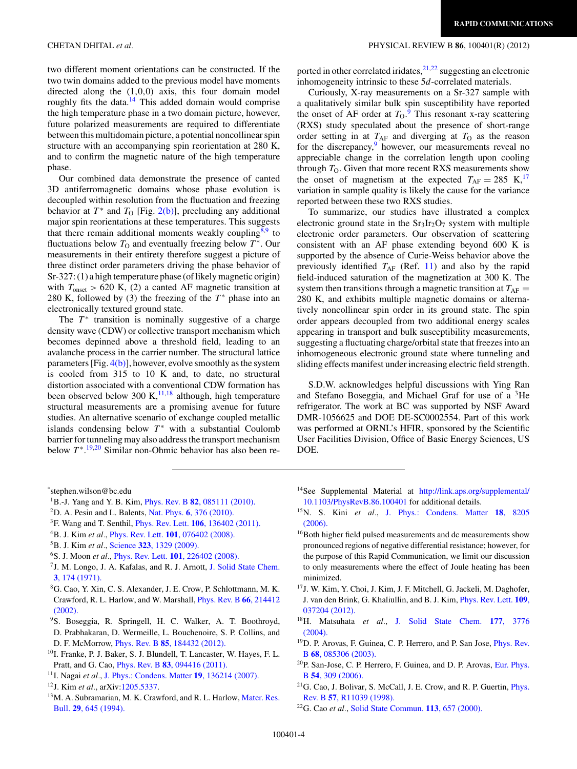two different moment orientations can be constructed. If the two twin domains added to the previous model have moments directed along the (1,0,0) axis, this four domain model roughly fits the data.[14] This added domain would comprise the high temperature phase in a two domain picture, however, future polarized measurements are required to differentiate between this multidomain picture, a potential noncollinear spin structure with an accompanying spin reorientation at 280 K, and to confirm the magnetic nature of the high temperature phase.

Our combined data demonstrate the presence of canted 3D antiferromagnetic domains whose phase evolution is decoupled within resolution from the fluctuation and freezing behavior at $T^*$ and $T_O$ [Fig. 2(b)], precluding any additional major spin reorientations at these temperatures. This suggests that there remain additional moments weakly coupling[8,9] to fluctuations below $T_O$ and eventually freezing below $T^*$. Our measurements in their entirety therefore suggest a picture of three distinct order parameters driving the phase behavior of Sr-327: (1) a high temperature phase (of likely magnetic origin) with $T_{\text{onset}} > 620$ K, (2) a canted AF magnetic transition at 280 K, followed by (3) the freezing of the $T^*$ phase into an electronically textured ground state.

The $T^*$ transition is nominally suggestive of a charge density wave (CDW) or collective transport mechanism which becomes depinned above a threshold field, leading to an avalanche process in the carrier number. The structural lattice parameters [Fig. 4(b)], however, evolve smoothly as the system is cooled from 315 to 10 K and, to date, no structural distortion associated with a conventional CDW formation has been observed below 300 K,[11,18] although, high temperature structural measurements are a promising avenue for future studies. An alternative scenario of exchange coupled metallic islands condensing below $T^*$ with a substantial Coulomb barrier for tunneling may also address the transport mechanism below $T^*$.[19,20] Similar non-Ohmic behavior has also been reported in other correlated iridates,[21,22] suggesting an electronic inhomogeneity intrinsic to these 5$d$-correlated materials.

Curiously, X-ray measurements on a Sr-327 sample with a qualitatively similar bulk spin susceptibility have reported the onset of AF order at $T_O$.[9] This resonant x-ray scattering (RXS) study speculated about the presence of short-range order setting in at $T_{AF}$ and diverging at $T_O$ as the reason for the discrepancy,[9] however, our measurements reveal no appreciable change in the correlation length upon cooling through $T_O$. Given that more recent RXS measurements show the onset of magnetism at the expected $T_{AF} = 285$ K,[17] variation in sample quality is likely the cause for the variance reported between these two RXS studies.

To summarize, our studies have illustrated a complex electronic ground state in the $Sr_3Ir_2O_7$ system with multiple electronic order parameters. Our observation of scattering consistent with an AF phase extending beyond 600 K is supported by the absence of Curie-Weiss behavior above the previously identified $T_{AF}$ (Ref. 11) and also by the rapid field-induced saturation of the magnetization at 300 K. The system then transitions through a magnetic transition at $T_{AF} = 280$ K, and exhibits multiple magnetic domains or alternatively noncollinear spin order in its ground state. The spin order appears decoupled from two additional energy scales appearing in transport and bulk susceptibility measurements, suggesting a fluctuating charge/orbital state that freezes into an inhomogeneous electronic ground state where tunneling and sliding effects manifest under increasing electric field strength.

S.D.W. acknowledges helpful discussions with Ying Ran and Stefano Boseggia, and Michael Graf for use of a $^3$He refrigerator. The work at BC was supported by NSF Award DMR-1056625 and DOE DE-SC0002554. Part of this work was performed at ORNL's HFIR, sponsored by the Scientific User Facilities Division, Office of Basic Energy Sciences, US DOE.

---

*stephen.wilson@bc.edu

[1] B.-J. Yang and Y. B. Kim, Phys. Rev. B **82**, 085111 (2010).

[2] D. A. Pesin and L. Balents, Nat. Phys. **6**, 376 (2010).

[3] F. Wang and T. Senthil, Phys. Rev. Lett. **106**, 136402 (2011).

[4] B. J. Kim *et al.*, Phys. Rev. Lett. **101**, 076402 (2008).

[5] B. J. Kim *et al.*, Science **323**, 1329 (2009).

[6] S. J. Moon *et al.*, Phys. Rev. Lett. **101**, 226402 (2008).

[7] J. M. Longo, J. A. Kafalas, and R. J. Arnott, J. Solid State Chem. **3**, 174 (1971).

[8] G. Cao, Y. Xin, C. S. Alexander, J. E. Crow, P. Schlottmann, M. K. Crawford, R. L. Harlow, and W. Marshall, Phys. Rev. B **66**, 214412 (2002).

[9] S. Boseggia, R. Springell, H. C. Walker, A. T. Boothroyd, D. Prabhakaran, D. Wermeille, L. Bouchenoire, S. P. Collins, and D. F. McMorrow, Phys. Rev. B **85**, 184432 (2012).

[10] I. Franke, P. J. Baker, S. J. Blundell, T. Lancaster, W. Hayes, F. L. Pratt, and G. Cao, Phys. Rev. B **83**, 094416 (2011).

[11] I. Nagai *et al.*, J. Phys.: Condens. Matter **19**, 136214 (2007).

[12] J. Kim *et al.*, arXiv:1205.5337.

[13] M. A. Subramarian, M. K. Crawford, and R. L. Harlow, Mater. Res. Bull. **29**, 645 (1994).

[14] See Supplemental Material at http://link.aps.org/supplemental/10.1103/PhysRevB.86.100401 for additional details.

[15] N. S. Kini *et al.*, J. Phys.: Condens. Matter **18**, 8205 (2006).

[16] Both higher field pulsed measurements and dc measurements show pronounced regions of negative differential resistance; however, for the purpose of this Rapid Communication, we limit our discussion to only measurements where the effect of Joule heating has been minimized.

[17] J. W. Kim, Y. Choi, J. Kim, J. F. Mitchell, G. Jackeli, M. Daghofer, J. van den Brink, G. Khaliullin, and B. J. Kim, Phys. Rev. Lett. **109**, 037204 (2012).

[18] H. Matsuhata *et al.*, J. Solid State Chem. **177**, 3776 (2004).

[19] D. P. Arovas, F. Guinea, C. P. Herrero, and P. San Jose, Phys. Rev. B **68**, 085306 (2003).

[20] P. San-Jose, C. P. Herrero, F. Guinea, and D. P. Arovas, Eur. Phys. B **54**, 309 (2006).

[21] G. Cao, J. Bolivar, S. McCall, J. E. Crow, and R. P. Guertin, Phys. Rev. B **57**, R11039 (1998).

[22] G. Cao *et al.*, Solid State Commun. **113**, 657 (2000).